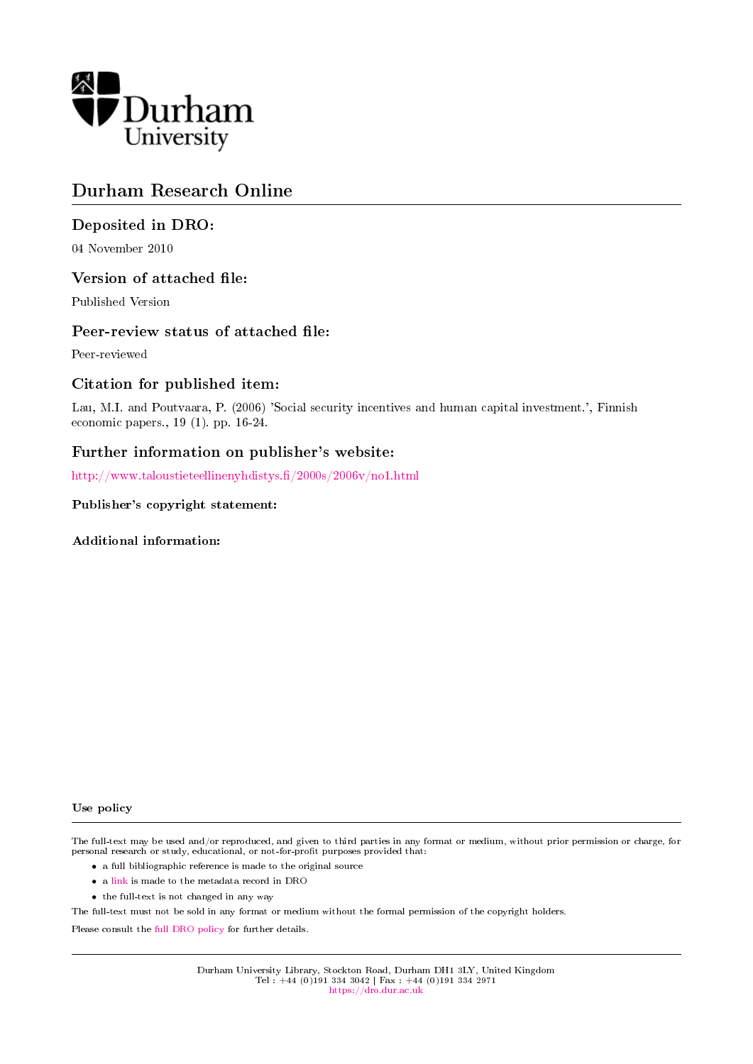Durham University

# Durham Research Online

## Deposited in DRO:

04 November 2010

## Version of attached file:

Published Version

## Peer-review status of attached file:

Peer-reviewed

## Citation for published item:

Lau, M.I. and Poutvaara, P. (2006) 'Social security incentives and human capital investment.', Finnish economic papers., 19 (1). pp. 16-24.

## Further information on publisher's website:

http://www.taloustieteellinenyhdistys.fi/2000s/2006v/no1.html

### Publisher's copyright statement:

### Additional information:

### Use policy

The full-text may be used and/or reproduced, and given to third parties in any format or medium, without prior permission or charge, for personal research or study, educational, or not-for-profit purposes provided that:

- a full bibliographic reference is made to the original source
- a link is made to the metadata record in DRO
- the full-text is not changed in any way

The full-text must not be sold in any format or medium without the formal permission of the copyright holders.

Please consult the full DRO policy for further details.

Durham University Library, Stockton Road, Durham DH1 3LY, United Kingdom
Tel : +44 (0)191 334 3042 | Fax : +44 (0)191 334 2971
https://dro.dur.ac.uk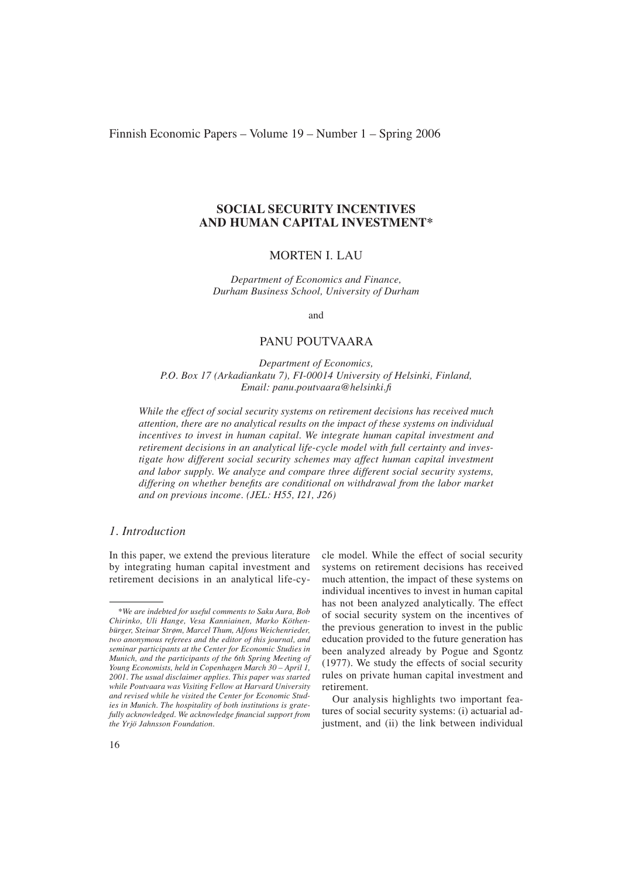# SOCIAL SECURITY INCENTIVES AND HUMAN CAPITAL INVESTMENT*

MORTEN I. LAU

*Department of Economics and Finance, Durham Business School, University of Durham*

and

PANU POUTVAARA

*Department of Economics, P.O. Box 17 (Arkadiankatu 7), FI-00014 University of Helsinki, Finland, Email: panu.poutvaara@helsinki.fi*

*While the effect of social security systems on retirement decisions has received much attention, there are no analytical results on the impact of these systems on individual incentives to invest in human capital. We integrate human capital investment and retirement decisions in an analytical life-cycle model with full certainty and investigate how different social security schemes may affect human capital investment and labor supply. We analyze and compare three different social security systems, differing on whether benefits are conditional on withdrawal from the labor market and on previous income. (JEL: H55, I21, J26)*

## *1. Introduction*

In this paper, we extend the previous literature by integrating human capital investment and retirement decisions in an analytical life-cycle model. While the effect of social security systems on retirement decisions has received much attention, the impact of these systems on individual incentives to invest in human capital has not been analyzed analytically. The effect of social security system on the incentives of the previous generation to invest in the public education provided to the future generation has been analyzed already by Pogue and Sgontz (1977). We study the effects of social security rules on private human capital investment and retirement.

Our analysis highlights two important features of social security systems: (i) actuarial adjustment, and (ii) the link between individual

*\*We are indebted for useful comments to Saku Aura, Bob Chirinko, Uli Hange, Vesa Kanniainen, Marko Köthenbürger, Steinar Strøm, Marcel Thum, Alfons Weichenrieder, two anonymous referees and the editor of this journal, and seminar participants at the Center for Economic Studies in Munich, and the participants of the 6th Spring Meeting of Young Economists, held in Copenhagen March 30 – April 1, 2001. The usual disclaimer applies. This paper was started while Poutvaara was Visiting Fellow at Harvard University and revised while he visited the Center for Economic Studies in Munich. The hospitality of both institutions is gratefully acknowledged. We acknowledge financial support from the Yrjö Jahnsson Foundation.*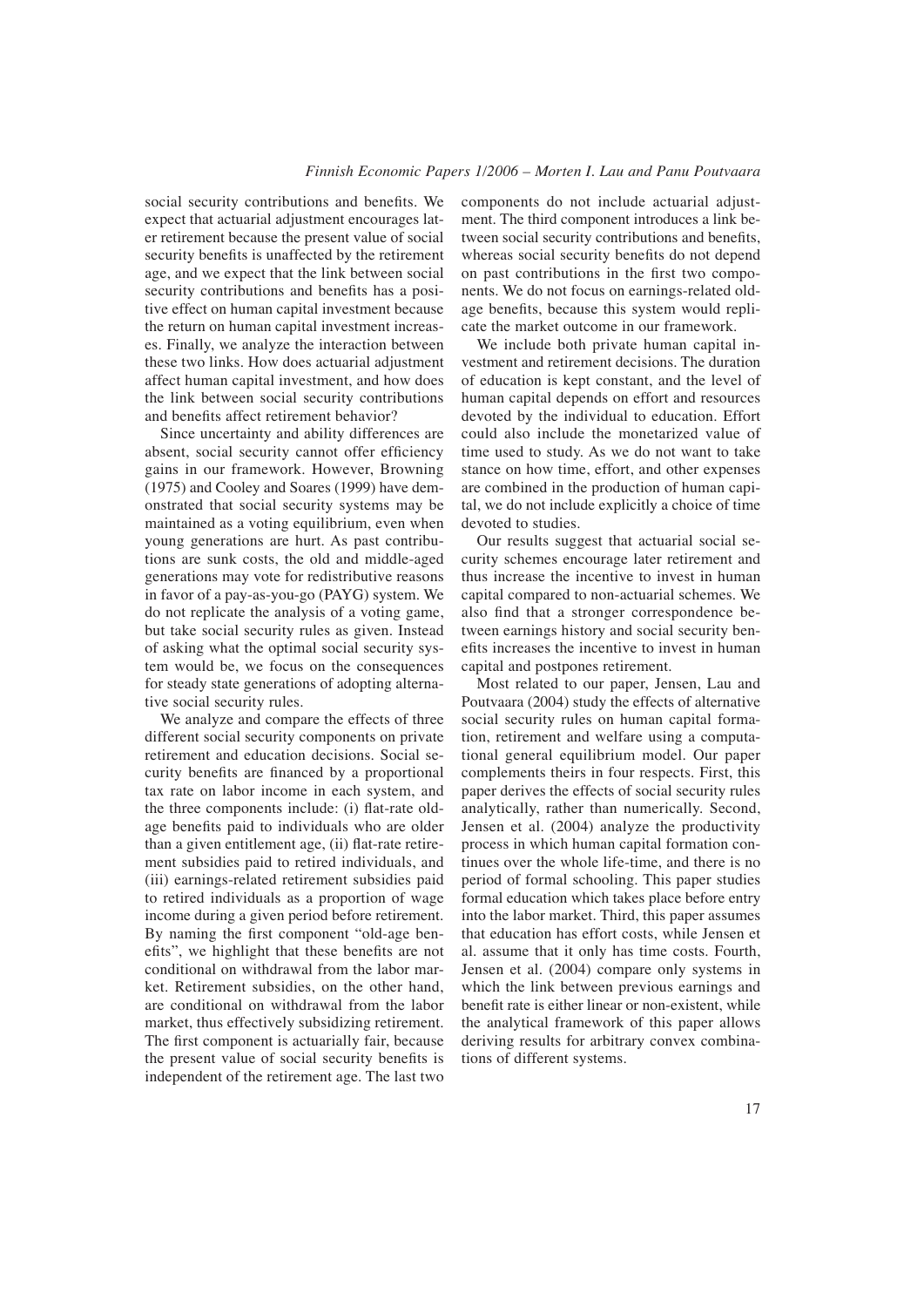social security contributions and benefits. We expect that actuarial adjustment encourages later retirement because the present value of social security benefits is unaffected by the retirement age, and we expect that the link between social security contributions and benefits has a positive effect on human capital investment because the return on human capital investment increases. Finally, we analyze the interaction between these two links. How does actuarial adjustment affect human capital investment, and how does the link between social security contributions and benefits affect retirement behavior?

Since uncertainty and ability differences are absent, social security cannot offer efficiency gains in our framework. However, Browning (1975) and Cooley and Soares (1999) have demonstrated that social security systems may be maintained as a voting equilibrium, even when young generations are hurt. As past contributions are sunk costs, the old and middle-aged generations may vote for redistributive reasons in favor of a pay-as-you-go (PAYG) system. We do not replicate the analysis of a voting game, but take social security rules as given. Instead of asking what the optimal social security system would be, we focus on the consequences for steady state generations of adopting alternative social security rules.

We analyze and compare the effects of three different social security components on private retirement and education decisions. Social security benefits are financed by a proportional tax rate on labor income in each system, and the three components include: (i) flat-rate old-age benefits paid to individuals who are older than a given entitlement age, (ii) flat-rate retirement subsidies paid to retired individuals, and (iii) earnings-related retirement subsidies paid to retired individuals as a proportion of wage income during a given period before retirement. By naming the first component "old-age benefits", we highlight that these benefits are not conditional on withdrawal from the labor market. Retirement subsidies, on the other hand, are conditional on withdrawal from the labor market, thus effectively subsidizing retirement. The first component is actuarially fair, because the present value of social security benefits is independent of the retirement age. The last two components do not include actuarial adjustment. The third component introduces a link between social security contributions and benefits, whereas social security benefits do not depend on past contributions in the first two components. We do not focus on earnings-related old-age benefits, because this system would replicate the market outcome in our framework.

We include both private human capital investment and retirement decisions. The duration of education is kept constant, and the level of human capital depends on effort and resources devoted by the individual to education. Effort could also include the monetarized value of time used to study. As we do not want to take stance on how time, effort, and other expenses are combined in the production of human capital, we do not include explicitly a choice of time devoted to studies.

Our results suggest that actuarial social security schemes encourage later retirement and thus increase the incentive to invest in human capital compared to non-actuarial schemes. We also find that a stronger correspondence between earnings history and social security benefits increases the incentive to invest in human capital and postpones retirement.

Most related to our paper, Jensen, Lau and Poutvaara (2004) study the effects of alternative social security rules on human capital formation, retirement and welfare using a computational general equilibrium model. Our paper complements theirs in four respects. First, this paper derives the effects of social security rules analytically, rather than numerically. Second, Jensen et al. (2004) analyze the productivity process in which human capital formation continues over the whole life-time, and there is no period of formal schooling. This paper studies formal education which takes place before entry into the labor market. Third, this paper assumes that education has effort costs, while Jensen et al. assume that it only has time costs. Fourth, Jensen et al. (2004) compare only systems in which the link between previous earnings and benefit rate is either linear or non-existent, while the analytical framework of this paper allows deriving results for arbitrary convex combinations of different systems.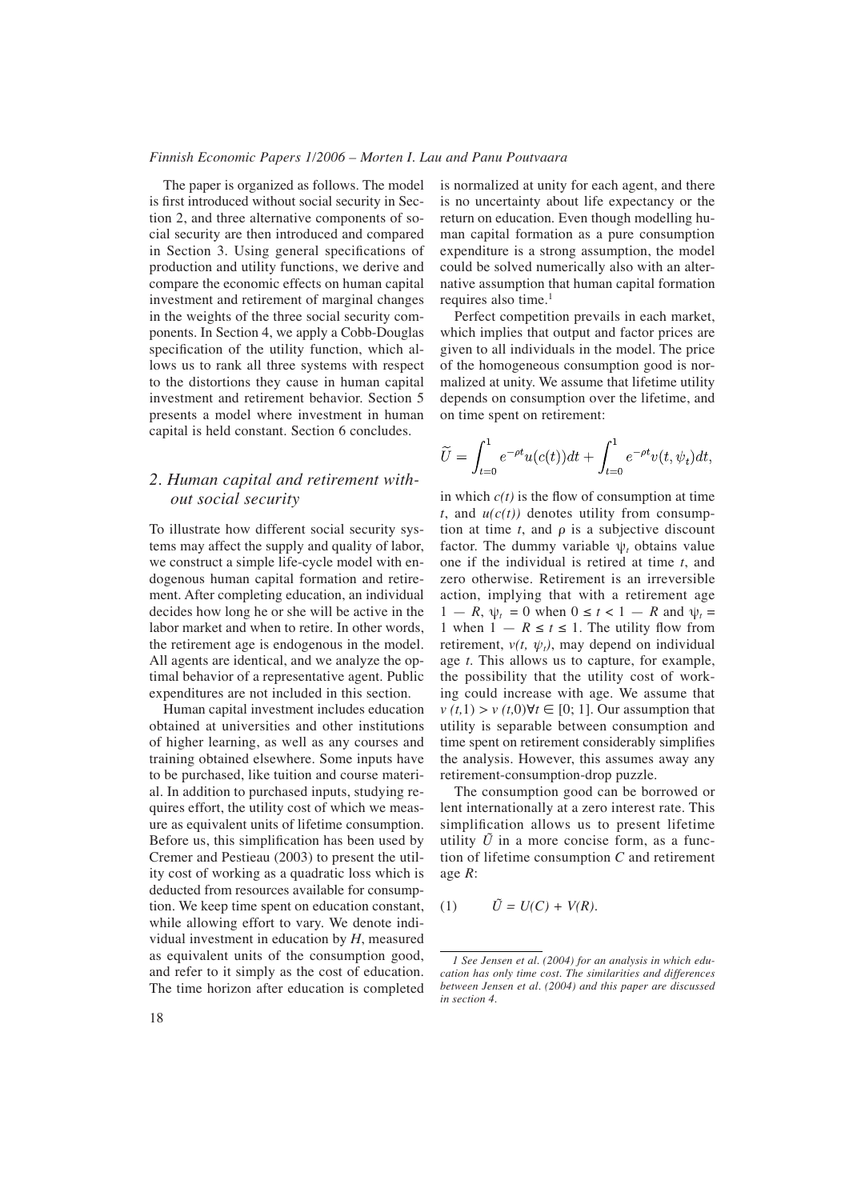The paper is organized as follows. The model is first introduced without social security in Section 2, and three alternative components of social security are then introduced and compared in Section 3. Using general specifications of production and utility functions, we derive and compare the economic effects on human capital investment and retirement of marginal changes in the weights of the three social security components. In Section 4, we apply a Cobb-Douglas specification of the utility function, which allows us to rank all three systems with respect to the distortions they cause in human capital investment and retirement behavior. Section 5 presents a model where investment in human capital is held constant. Section 6 concludes.

## *2. Human capital and retirement without social security*

To illustrate how different social security systems may affect the supply and quality of labor, we construct a simple life-cycle model with endogenous human capital formation and retirement. After completing education, an individual decides how long he or she will be active in the labor market and when to retire. In other words, the retirement age is endogenous in the model. All agents are identical, and we analyze the optimal behavior of a representative agent. Public expenditures are not included in this section.

Human capital investment includes education obtained at universities and other institutions of higher learning, as well as any courses and training obtained elsewhere. Some inputs have to be purchased, like tuition and course material. In addition to purchased inputs, studying requires effort, the utility cost of which we measure as equivalent units of lifetime consumption. Before us, this simplification has been used by Cremer and Pestieau (2003) to present the utility cost of working as a quadratic loss which is deducted from resources available for consumption. We keep time spent on education constant, while allowing effort to vary. We denote individual investment in education by $H$, measured as equivalent units of the consumption good, and refer to it simply as the cost of education. The time horizon after education is completed is normalized at unity for each agent, and there is no uncertainty about life expectancy or the return on education. Even though modelling human capital formation as a pure consumption expenditure is a strong assumption, the model could be solved numerically also with an alternative assumption that human capital formation requires also time.[1]

Perfect competition prevails in each market, which implies that output and factor prices are given to all individuals in the model. The price of the homogeneous consumption good is normalized at unity. We assume that lifetime utility depends on consumption over the lifetime, and on time spent on retirement:

$$\widetilde{U} = \int_{t=0}^{1} e^{-\rho t} u(c(t))dt + \int_{t=0}^{1} e^{-\rho t} v(t, \psi_t)dt,$$

in which $c(t)$ is the flow of consumption at time $t$, and $u(c(t))$ denotes utility from consumption at time $t$, and $\rho$ is a subjective discount factor. The dummy variable $\psi_t$ obtains value one if the individual is retired at time $t$, and zero otherwise. Retirement is an irreversible action, implying that with a retirement age $1 - R$, $\psi_t = 0$ when $0 \le t < 1 - R$ and $\psi_t = 1$ when $1 - R \le t \le 1$. The utility flow from retirement, $v(t, \psi_t)$, may depend on individual age $t$. This allows us to capture, for example, the possibility that the utility cost of working could increase with age. We assume that $v(t,1) > v(t,0) \forall t \in [0; 1]$. Our assumption that utility is separable between consumption and time spent on retirement considerably simplifies the analysis. However, this assumes away any retirement-consumption-drop puzzle.

The consumption good can be borrowed or lent internationally at a zero interest rate. This simplification allows us to present lifetime utility $\tilde{U}$ in a more concise form, as a function of lifetime consumption $C$ and retirement age $R$:

$$(1) \qquad \tilde{U} = U(C) + V(R).$$

*1 See Jensen et al. (2004) for an analysis in which education has only time cost. The similarities and differences between Jensen et al. (2004) and this paper are discussed in section 4.*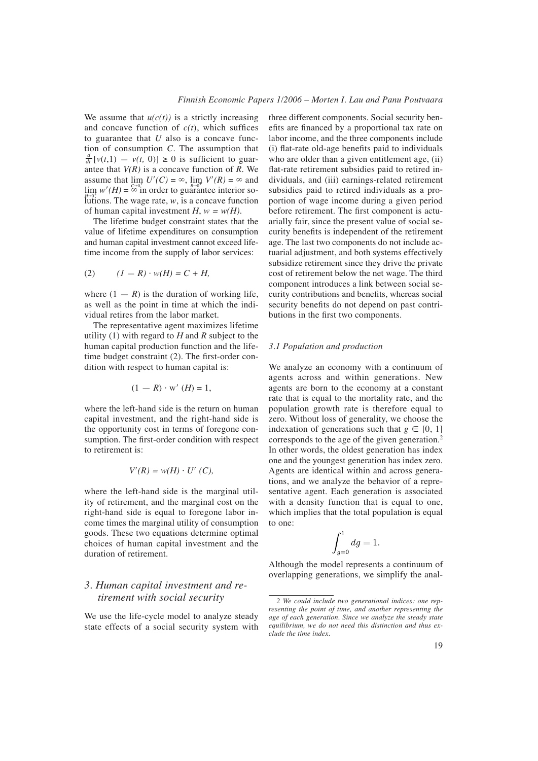We assume that $u(c(t))$ is a strictly increasing and concave function of $c(t)$, which suffices to guarantee that $U$ also is a concave function of consumption $C$. The assumption that $\frac{d}{dt}[v(t,1) - v(t,0)] \geq 0$ is sufficient to guarantee that $V(R)$ is a concave function of $R$. We assume that $\lim_{C \to 0^+} U'(C) = \infty$, $\lim_{R \to 0^+} V'(R) = \infty$ and $\lim_{H \to 0^+} w'(H) = \infty$ in order to guarantee interior solutions. The wage rate, $w$, is a concave function of human capital investment $H$, $w = w(H)$.

The lifetime budget constraint states that the value of lifetime expenditures on consumption and human capital investment cannot exceed lifetime income from the supply of labor services:

$$(2) \qquad (1 - R) \cdot w(H) = C + H,$$

where $(1 - R)$ is the duration of working life, as well as the point in time at which the individual retires from the labor market.

The representative agent maximizes lifetime utility (1) with regard to $H$ and $R$ subject to the human capital production function and the lifetime budget constraint (2). The first-order condition with respect to human capital is:

$$(1 - R) \cdot w'(H) = 1,$$

where the left-hand side is the return on human capital investment, and the right-hand side is the opportunity cost in terms of foregone consumption. The first-order condition with respect to retirement is:

$$V'(R) = w(H) \cdot U'(C),$$

where the left-hand side is the marginal utility of retirement, and the marginal cost on the right-hand side is equal to foregone labor income times the marginal utility of consumption goods. These two equations determine optimal choices of human capital investment and the duration of retirement.

## 3. Human capital investment and retirement with social security

We use the life-cycle model to analyze steady state effects of a social security system with three different components. Social security benefits are financed by a proportional tax rate on labor income, and the three components include (i) flat-rate old-age benefits paid to individuals who are older than a given entitlement age, (ii) flat-rate retirement subsidies paid to retired individuals, and (iii) earnings-related retirement subsidies paid to retired individuals as a proportion of wage income during a given period before retirement. The first component is actuarially fair, since the present value of social security benefits is independent of the retirement age. The last two components do not include actuarial adjustment, and both systems effectively subsidize retirement since they drive the private cost of retirement below the net wage. The third component introduces a link between social security contributions and benefits, whereas social security benefits do not depend on past contributions in the first two components.

### 3.1 Population and production

We analyze an economy with a continuum of agents across and within generations. New agents are born to the economy at a constant rate that is equal to the mortality rate, and the population growth rate is therefore equal to zero. Without loss of generality, we choose the indexation of generations such that $g \in [0, 1]$ corresponds to the age of the given generation.[2] In other words, the oldest generation has index one and the youngest generation has index zero. Agents are identical within and across generations, and we analyze the behavior of a representative agent. Each generation is associated with a density function that is equal to one, which implies that the total population is equal to one:

$$\int_{g=0}^{1} dg = 1.$$

Although the model represents a continuum of overlapping generations, we simplify the anal-

---

*2 We could include two generational indices: one representing the point of time, and another representing the age of each generation. Since we analyze the steady state equilibrium, we do not need this distinction and thus exclude the time index.*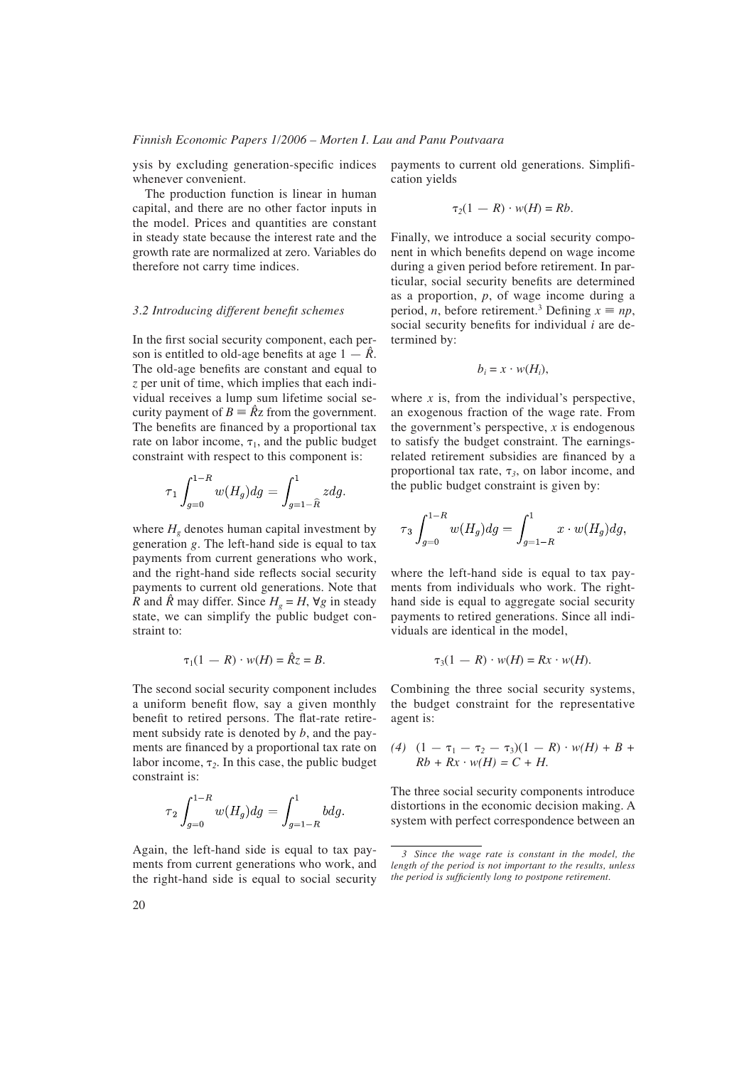ysis by excluding generation-specific indices whenever convenient.

The production function is linear in human capital, and there are no other factor inputs in the model. Prices and quantities are constant in steady state because the interest rate and the growth rate are normalized at zero. Variables do therefore not carry time indices.

### 3.2 Introducing different benefit schemes

In the first social security component, each person is entitled to old-age benefits at age $1 - \hat{R}$. The old-age benefits are constant and equal to $z$ per unit of time, which implies that each individual receives a lump sum lifetime social security payment of $B \equiv \hat{R}z$ from the government. The benefits are financed by a proportional tax rate on labor income, $\tau_1$, and the public budget constraint with respect to this component is:

$$\tau_1 \int_{g=0}^{1-R} w(H_g)dg = \int_{g=1-\hat{R}}^{1} zdg.$$

where $H_g$ denotes human capital investment by generation $g$. The left-hand side is equal to tax payments from current generations who work, and the right-hand side reflects social security payments to current old generations. Note that $R$ and $\hat{R}$ may differ. Since $H_g = H$, $\forall g$ in steady state, we can simplify the public budget constraint to:

$$\tau_1(1 - R) \cdot w(H) = \hat{R}z = B.$$

The second social security component includes a uniform benefit flow, say a given monthly benefit to retired persons. The flat-rate retirement subsidy rate is denoted by $b$, and the payments are financed by a proportional tax rate on labor income, $\tau_2$. In this case, the public budget constraint is:

$$\tau_2 \int_{g=0}^{1-R} w(H_g)dg = \int_{g=1-R}^{1} bdg.$$

Again, the left-hand side is equal to tax payments from current generations who work, and the right-hand side is equal to social security payments to current old generations. Simplification yields

$$\tau_2(1 - R) \cdot w(H) = Rb.$$

Finally, we introduce a social security component in which benefits depend on wage income during a given period before retirement. In particular, social security benefits are determined as a proportion, $p$, of wage income during a period, $n$, before retirement.[3] Defining $x \equiv np$, social security benefits for individual $i$ are determined by:

$$b_i = x \cdot w(H_i),$$

where $x$ is, from the individual's perspective, an exogenous fraction of the wage rate. From the government's perspective, $x$ is endogenous to satisfy the budget constraint. The earnings-related retirement subsidies are financed by a proportional tax rate, $\tau_3$, on labor income, and the public budget constraint is given by:

$$\tau_3 \int_{g=0}^{1-R} w(H_g)dg = \int_{g=1-R}^{1} x \cdot w(H_g)dg,$$

where the left-hand side is equal to tax payments from individuals who work. The right-hand side is equal to aggregate social security payments to retired generations. Since all individuals are identical in the model,

$$\tau_3(1 - R) \cdot w(H) = Rx \cdot w(H).$$

Combining the three social security systems, the budget constraint for the representative agent is:

$$(4) \quad (1 - \tau_1 - \tau_2 - \tau_3)(1 - R) \cdot w(H) + B + Rb + Rx \cdot w(H) = C + H.$$

The three social security components introduce distortions in the economic decision making. A system with perfect correspondence between an

[3] *Since the wage rate is constant in the model, the length of the period is not important to the results, unless the period is sufficiently long to postpone retirement.*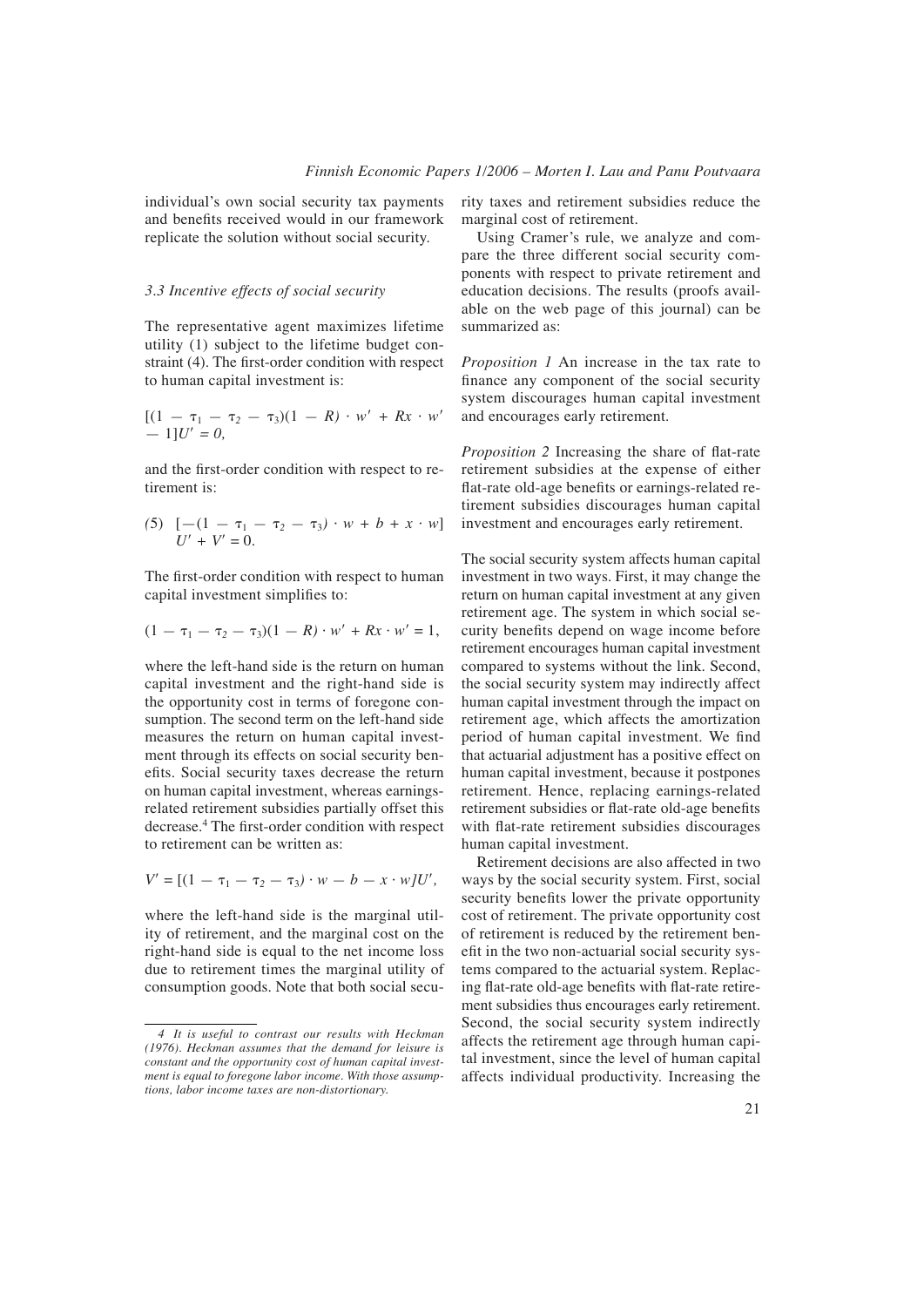individual's own social security tax payments and benefits received would in our framework replicate the solution without social security.

### 3.3 Incentive effects of social security

The representative agent maximizes lifetime utility (1) subject to the lifetime budget constraint (4). The first-order condition with respect to human capital investment is:

$$[(1 - \tau_1 - \tau_2 - \tau_3)(1 - R) \cdot w' + Rx \cdot w' - 1]U' = 0,$$

and the first-order condition with respect to retirement is:

$$(5) \quad [-(1 - \tau_1 - \tau_2 - \tau_3) \cdot w + b + x \cdot w] U' + V' = 0.$$

The first-order condition with respect to human capital investment simplifies to:

$$(1 - \tau_1 - \tau_2 - \tau_3)(1 - R) \cdot w' + Rx \cdot w' = 1,$$

where the left-hand side is the return on human capital investment and the right-hand side is the opportunity cost in terms of foregone consumption. The second term on the left-hand side measures the return on human capital investment through its effects on social security benefits. Social security taxes decrease the return on human capital investment, whereas earnings-related retirement subsidies partially offset this decrease.[4] The first-order condition with respect to retirement can be written as:

$$V' = [(1 - \tau_1 - \tau_2 - \tau_3) \cdot w - b - x \cdot w]U',$$

where the left-hand side is the marginal utility of retirement, and the marginal cost on the right-hand side is equal to the net income loss due to retirement times the marginal utility of consumption goods. Note that both social security taxes and retirement subsidies reduce the marginal cost of retirement.

Using Cramer's rule, we analyze and compare the three different social security components with respect to private retirement and education decisions. The results (proofs available on the web page of this journal) can be summarized as:

*Proposition 1* An increase in the tax rate to finance any component of the social security system discourages human capital investment and encourages early retirement.

*Proposition 2* Increasing the share of flat-rate retirement subsidies at the expense of either flat-rate old-age benefits or earnings-related retirement subsidies discourages human capital investment and encourages early retirement.

The social security system affects human capital investment in two ways. First, it may change the return on human capital investment at any given retirement age. The system in which social security benefits depend on wage income before retirement encourages human capital investment compared to systems without the link. Second, the social security system may indirectly affect human capital investment through the impact on retirement age, which affects the amortization period of human capital investment. We find that actuarial adjustment has a positive effect on human capital investment, because it postpones retirement. Hence, replacing earnings-related retirement subsidies or flat-rate old-age benefits with flat-rate retirement subsidies discourages human capital investment.

Retirement decisions are also affected in two ways by the social security system. First, social security benefits lower the private opportunity cost of retirement. The private opportunity cost of retirement is reduced by the retirement benefit in the two non-actuarial social security systems compared to the actuarial system. Replacing flat-rate old-age benefits with flat-rate retirement subsidies thus encourages early retirement. Second, the social security system indirectly affects the retirement age through human capital investment, since the level of human capital affects individual productivity. Increasing the

*4 It is useful to contrast our results with Heckman (1976). Heckman assumes that the demand for leisure is constant and the opportunity cost of human capital investment is equal to foregone labor income. With those assumptions, labor income taxes are non-distortionary.*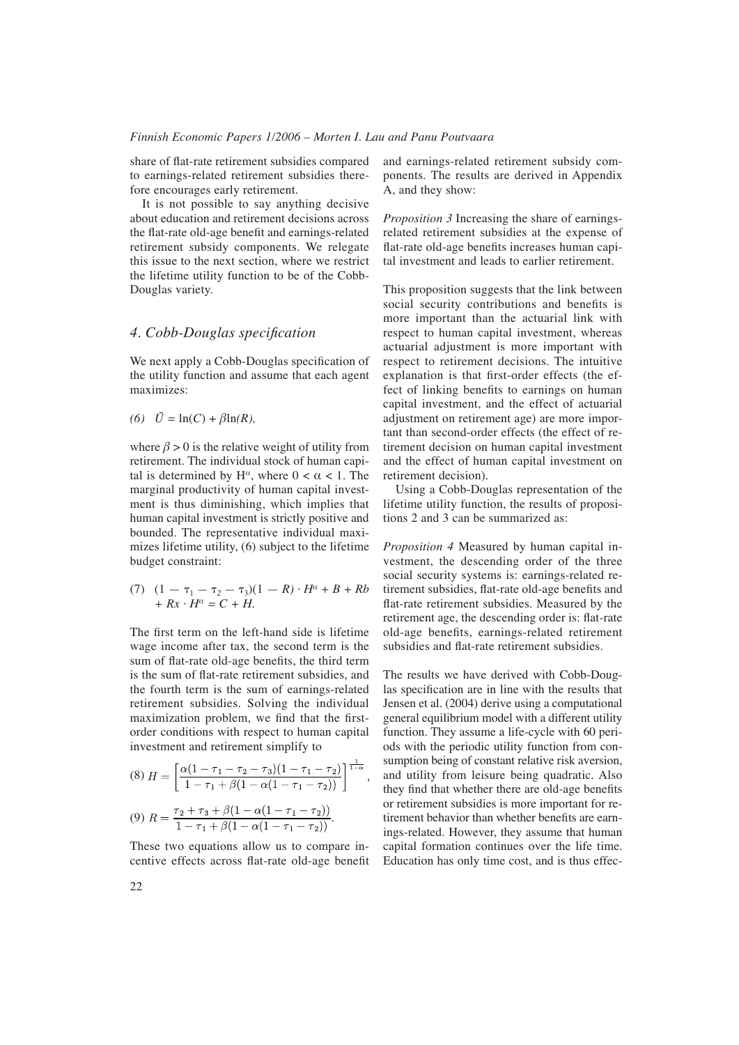share of flat-rate retirement subsidies compared to earnings-related retirement subsidies therefore encourages early retirement.

It is not possible to say anything decisive about education and retirement decisions across the flat-rate old-age benefit and earnings-related retirement subsidy components. We relegate this issue to the next section, where we restrict the lifetime utility function to be of the Cobb-Douglas variety.

## *4. Cobb-Douglas specification*

We next apply a Cobb-Douglas specification of the utility function and assume that each agent maximizes:

$$(6) \quad \tilde{U} = \ln(C) + \beta \ln(R),$$

where $\beta > 0$ is the relative weight of utility from retirement. The individual stock of human capital is determined by $H^{\alpha}$, where $0 < \alpha < 1$. The marginal productivity of human capital investment is thus diminishing, which implies that human capital investment is strictly positive and bounded. The representative individual maximizes lifetime utility, (6) subject to the lifetime budget constraint:

$$(7) \quad (1 - \tau_1 - \tau_2 - \tau_3)(1 - R) \cdot H^{\alpha} + B + Rb + Rx \cdot H^{\alpha} = C + H.$$

The first term on the left-hand side is lifetime wage income after tax, the second term is the sum of flat-rate old-age benefits, the third term is the sum of flat-rate retirement subsidies, and the fourth term is the sum of earnings-related retirement subsidies. Solving the individual maximization problem, we find that the first-order conditions with respect to human capital investment and retirement simplify to

$$(8)\ H = \left[\frac{\alpha(1-\tau_1-\tau_2-\tau_3)(1-\tau_1-\tau_2)}{1-\tau_1+\beta(1-\alpha(1-\tau_1-\tau_2))}\right]^{\frac{1}{1-\alpha}},$$

$$(9)\ R = \frac{\tau_2+\tau_3+\beta(1-\alpha(1-\tau_1-\tau_2))}{1-\tau_1+\beta(1-\alpha(1-\tau_1-\tau_2))}.$$

These two equations allow us to compare incentive effects across flat-rate old-age benefit and earnings-related retirement subsidy components. The results are derived in Appendix A, and they show:

*Proposition 3* Increasing the share of earnings-related retirement subsidies at the expense of flat-rate old-age benefits increases human capital investment and leads to earlier retirement.

This proposition suggests that the link between social security contributions and benefits is more important than the actuarial link with respect to human capital investment, whereas actuarial adjustment is more important with respect to retirement decisions. The intuitive explanation is that first-order effects (the effect of linking benefits to earnings on human capital investment, and the effect of actuarial adjustment on retirement age) are more important than second-order effects (the effect of retirement decision on human capital investment and the effect of human capital investment on retirement decision).

Using a Cobb-Douglas representation of the lifetime utility function, the results of propositions 2 and 3 can be summarized as:

*Proposition 4* Measured by human capital investment, the descending order of the three social security systems is: earnings-related retirement subsidies, flat-rate old-age benefits and flat-rate retirement subsidies. Measured by the retirement age, the descending order is: flat-rate old-age benefits, earnings-related retirement subsidies and flat-rate retirement subsidies.

The results we have derived with Cobb-Douglas specification are in line with the results that Jensen et al. (2004) derive using a computational general equilibrium model with a different utility function. They assume a life-cycle with 60 periods with the periodic utility function from consumption being of constant relative risk aversion, and utility from leisure being quadratic. Also they find that whether there are old-age benefits or retirement subsidies is more important for retirement behavior than whether benefits are earnings-related. However, they assume that human capital formation continues over the life time. Education has only time cost, and is thus effec-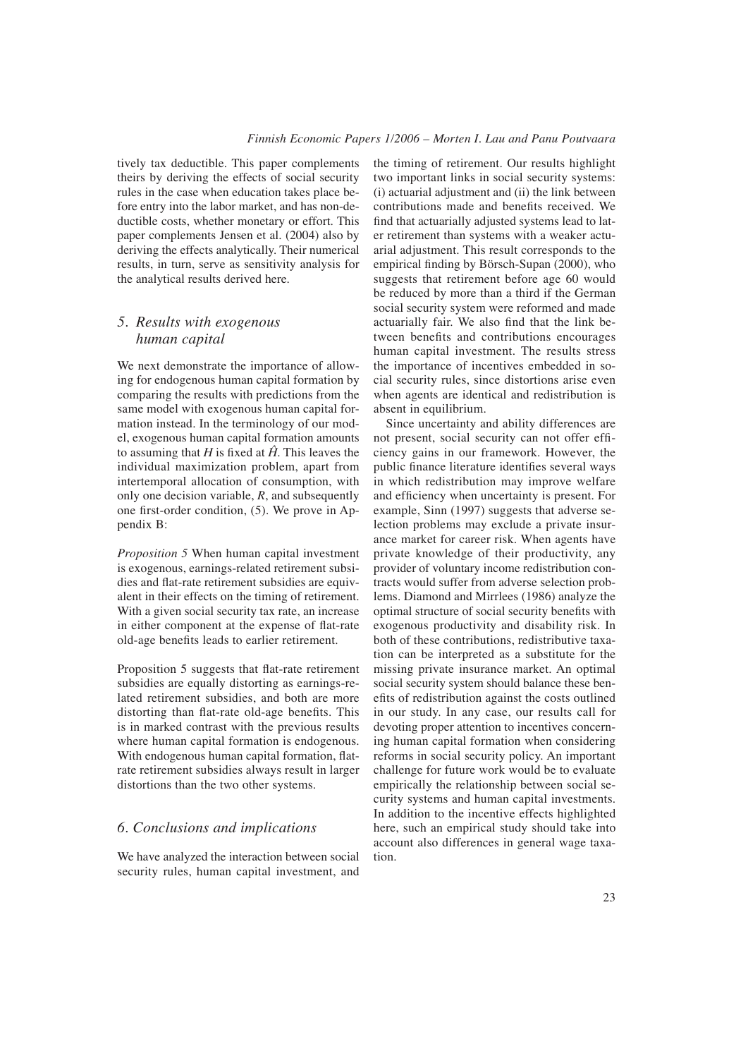tively tax deductible. This paper complements theirs by deriving the effects of social security rules in the case when education takes place before entry into the labor market, and has non-deductible costs, whether monetary or effort. This paper complements Jensen et al. (2004) also by deriving the effects analytically. Their numerical results, in turn, serve as sensitivity analysis for the analytical results derived here.

## 5. Results with exogenous human capital

We next demonstrate the importance of allowing for endogenous human capital formation by comparing the results with predictions from the same model with exogenous human capital formation instead. In the terminology of our model, exogenous human capital formation amounts to assuming that $H$ is fixed at $\hat{H}$. This leaves the individual maximization problem, apart from intertemporal allocation of consumption, with only one decision variable, $R$, and subsequently one first-order condition, (5). We prove in Appendix B:

*Proposition 5* When human capital investment is exogenous, earnings-related retirement subsidies and flat-rate retirement subsidies are equivalent in their effects on the timing of retirement. With a given social security tax rate, an increase in either component at the expense of flat-rate old-age benefits leads to earlier retirement.

Proposition 5 suggests that flat-rate retirement subsidies are equally distorting as earnings-related retirement subsidies, and both are more distorting than flat-rate old-age benefits. This is in marked contrast with the previous results where human capital formation is endogenous. With endogenous human capital formation, flat-rate retirement subsidies always result in larger distortions than the two other systems.

## 6. Conclusions and implications

We have analyzed the interaction between social security rules, human capital investment, and the timing of retirement. Our results highlight two important links in social security systems: (i) actuarial adjustment and (ii) the link between contributions made and benefits received. We find that actuarially adjusted systems lead to later retirement than systems with a weaker actuarial adjustment. This result corresponds to the empirical finding by Börsch-Supan (2000), who suggests that retirement before age 60 would be reduced by more than a third if the German social security system were reformed and made actuarially fair. We also find that the link between benefits and contributions encourages human capital investment. The results stress the importance of incentives embedded in social security rules, since distortions arise even when agents are identical and redistribution is absent in equilibrium.

Since uncertainty and ability differences are not present, social security can not offer efficiency gains in our framework. However, the public finance literature identifies several ways in which redistribution may improve welfare and efficiency when uncertainty is present. For example, Sinn (1997) suggests that adverse selection problems may exclude a private insurance market for career risk. When agents have private knowledge of their productivity, any provider of voluntary income redistribution contracts would suffer from adverse selection problems. Diamond and Mirrlees (1986) analyze the optimal structure of social security benefits with exogenous productivity and disability risk. In both of these contributions, redistributive taxation can be interpreted as a substitute for the missing private insurance market. An optimal social security system should balance these benefits of redistribution against the costs outlined in our study. In any case, our results call for devoting proper attention to incentives concerning human capital formation when considering reforms in social security policy. An important challenge for future work would be to evaluate empirically the relationship between social security systems and human capital investments. In addition to the incentive effects highlighted here, such an empirical study should take into account also differences in general wage taxation.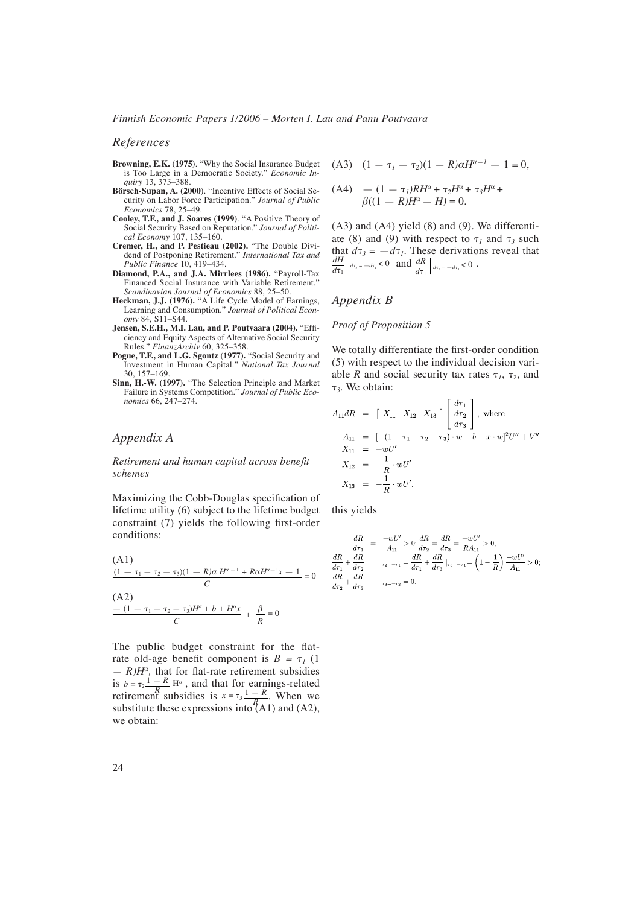## References

**Browning, E.K. (1975)**. "Why the Social Insurance Budget is Too Large in a Democratic Society." *Economic Inquiry* 13, 373–388.

**Börsch-Supan, A. (2000)**. "Incentive Effects of Social Security on Labor Force Participation." *Journal of Public Economics* 78, 25–49.

**Cooley, T.F., and J. Soares (1999)**. "A Positive Theory of Social Security Based on Reputation." *Journal of Political Economy* 107, 135–160.

**Cremer, H., and P. Pestieau (2002)**. "The Double Dividend of Postponing Retirement." *International Tax and Public Finance* 10, 419–434.

**Diamond, P.A., and J.A. Mirrlees (1986)**. "Payroll-Tax Financed Social Insurance with Variable Retirement." *Scandinavian Journal of Economics* 88, 25–50.

**Heckman, J.J. (1976)**. "A Life Cycle Model of Earnings, Learning and Consumption." *Journal of Political Economy* 84, S11–S44.

**Jensen, S.E.H., M.I. Lau, and P. Poutvaara (2004)**. "Efficiency and Equity Aspects of Alternative Social Security Rules." *FinanzArchiv* 60, 325–358.

**Pogue, T.F., and L.G. Sgontz (1977)**. "Social Security and Investment in Human Capital." *National Tax Journal* 30, 157–169.

**Sinn, H.-W. (1997)**. "The Selection Principle and Market Failure in Systems Competition." *Journal of Public Economics* 66, 247–274.

## Appendix A

### *Retirement and human capital across benefit schemes*

Maximizing the Cobb-Douglas specification of lifetime utility (6) subject to the lifetime budget constraint (7) yields the following first-order conditions:

(A1)

$$\frac{(1-\tau_1-\tau_2-\tau_3)(1-R)\alpha H^{\alpha-1}+R\alpha H^{\alpha-1}x-1}{C}=0$$

(A2)

$$\frac{-(1-\tau_1-\tau_2-\tau_3)H^{\alpha}+b+H^{\alpha}x}{C}+\frac{\beta}{R}=0$$

The public budget constraint for the flat-rate old-age benefit component is $B=\tau_1(1-R)H^{\alpha}$, that for flat-rate retirement subsidies is $b=\tau_2\frac{1-R}{R}H^{\alpha}$, and that for earnings-related retirement subsidies is $x=\tau_3\frac{1-R}{R}$. When we substitute these expressions into (A1) and (A2), we obtain:

(A3) $(1-\tau_1-\tau_2)(1-R)\alpha H^{\alpha-1}-1=0,$

(A4) $-(1-\tau_1)RH^{\alpha}+\tau_2 H^{\alpha}+\tau_3 H^{\alpha}+\beta((1-R)H^{\alpha}-H)=0.$

(A3) and (A4) yield (8) and (9). We differentiate (8) and (9) with respect to $\tau_1$ and $\tau_3$ such that $d\tau_3=-d\tau_1$. These derivations reveal that $\frac{dH}{d\tau_1}\Big|_{d\tau_3=-d\tau_1}<0$ and $\frac{dR}{d\tau_1}\Big|_{d\tau_3=-d\tau_1}<0$.

## Appendix B

### *Proof of Proposition 5*

We totally differentiate the first-order condition (5) with respect to the individual decision variable $R$ and social security tax rates $\tau_1$, $\tau_2$, and $\tau_3$. We obtain:

$$
\begin{aligned}
A_{11}dR &= \begin{bmatrix} X_{11} & X_{12} & X_{13} \end{bmatrix}\begin{bmatrix} d\tau_1 \\ d\tau_2 \\ d\tau_3 \end{bmatrix}, \text{ where} \\
A_{11} &= [-(1-\tau_1-\tau_2-\tau_3)\cdot w+b+x\cdot w]^2U''+V'' \\
X_{11} &= -wU' \\
X_{12} &= -\frac{1}{R}\cdot wU' \\
X_{13} &= -\frac{1}{R}\cdot wU'.
\end{aligned}
$$

this yields

$$
\begin{aligned}
\frac{dR}{d\tau_1} &= \frac{-wU'}{A_{11}}>0;\ \frac{dR}{d\tau_2}=\frac{dR}{d\tau_3}=\frac{-wU'}{RA_{11}}>0, \\
\frac{dR}{d\tau_1}+\frac{dR}{d\tau_2} &\ \Big|_{\tau_2=-\tau_1}=\frac{dR}{d\tau_1}+\frac{dR}{d\tau_3}\Big|_{\tau_3=-\tau_1}=\left(1-\frac{1}{R}\right)\frac{-wU'}{A_{11}}>0; \\
\frac{dR}{d\tau_2}+\frac{dR}{d\tau_3} &\ \Big|_{\tau_3=-\tau_2}=0.
\end{aligned}
$$